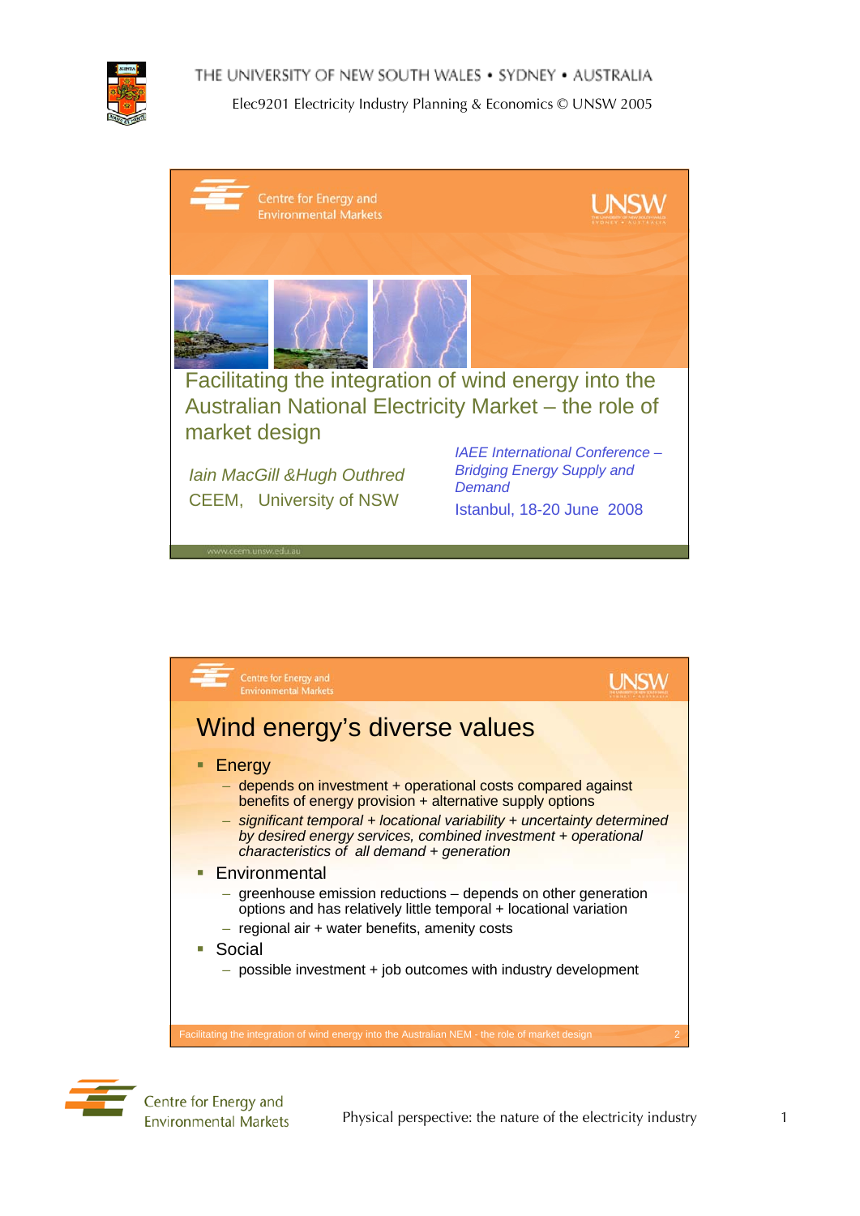# Facilitating the integration of wind energy into the Australian National Electricity Market – the role of market design

*Iain MacGill &Hugh Outhred*
CEEM, University of NSW

*IAEE International Conference – Bridging Energy Supply and Demand*
Istanbul, 18-20 June 2008

## Wind energy's diverse values

- Energy
  - depends on investment + operational costs compared against benefits of energy provision + alternative supply options
  - *significant temporal + locational variability + uncertainty determined by desired energy services, combined investment + operational characteristics of all demand + generation*
- Environmental
  - greenhouse emission reductions – depends on other generation options and has relatively little temporal + locational variation
  - regional air + water benefits, amenity costs
- Social
  - possible investment + job outcomes with industry development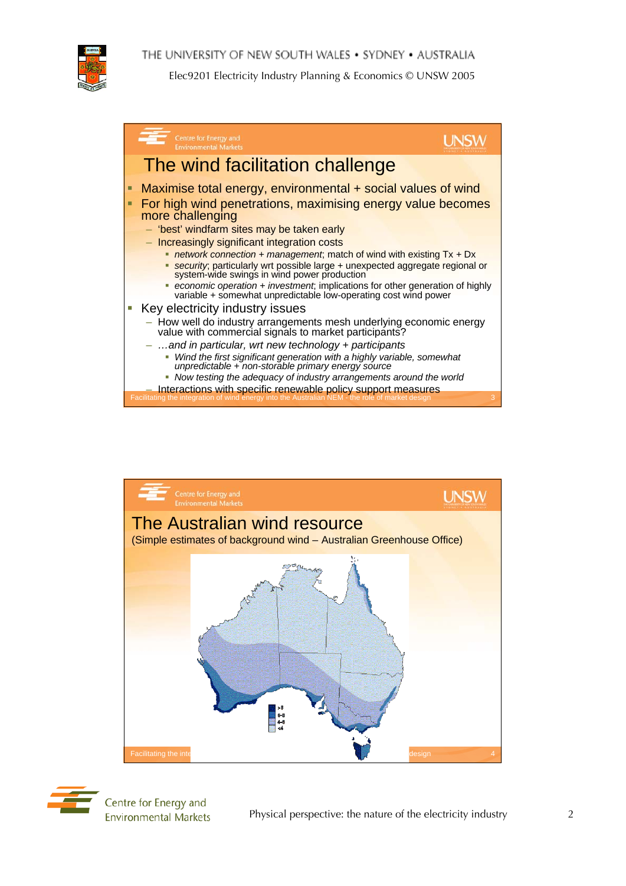## The wind facilitation challenge

- Maximise total energy, environmental + social values of wind
- For high wind penetrations, maximising energy value becomes more challenging
  - 'best' windfarm sites may be taken early
  - Increasingly significant integration costs
    - *network connection* + *management*; match of wind with existing Tx + Dx
    - *security*; particularly wrt possible large + unexpected aggregate regional or system-wide swings in wind power production
    - *economic operation* + *investment*; implications for other generation of highly variable + somewhat unpredictable low-operating cost wind power
- Key electricity industry issues
  - How well do industry arrangements mesh underlying economic energy value with commercial signals to market participants?
  - *…and in particular, wrt new technology + participants*
    - *Wind the first significant generation with a highly variable, somewhat unpredictable + non-storable primary energy source*
    - *Now testing the adequacy of industry arrangements around the world*
  - Interactions with specific renewable policy support measures

Facilitating the integration of wind energy into the Australian NEM - the role of market design

## The Australian wind resource

(Simple estimates of background wind – Australian Greenhouse Office)

>8
6-8
4-6
<4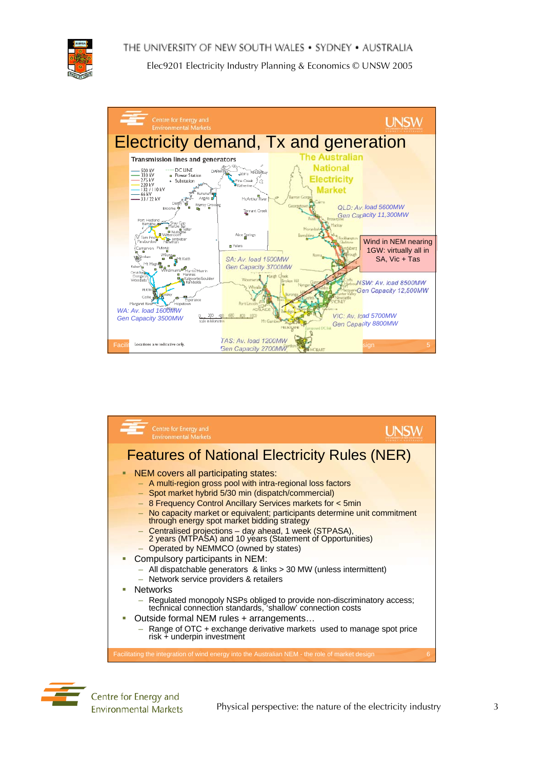## Electricity demand, Tx and generation

The Australian National Electricity Market

QLD: Av. load 5600MW
Gen Capacity 11,300MW

Wind in NEM nearing 1GW: virtually all in SA, Vic + Tas

SA: Av. load 1500MW
Gen Capacity 3700MW

NSW: Av. load 8500MW
Gen Capacity 12,500MW

WA: Av. load 1600MW
Gen Capacity 3500MW

VIC: Av. load 5700MW
Gen Capacity 8800MW

TAS: Av. load 1200MW
Gen Capacity 2700MW

## Features of National Electricity Rules (NER)

- NEM covers all participating states:
  - A multi-region gross pool with intra-regional loss factors
  - Spot market hybrid 5/30 min (dispatch/commercial)
  - 8 Frequency Control Ancillary Services markets for < 5min
  - No capacity market or equivalent; participants determine unit commitment through energy spot market bidding strategy
  - Centralised projections – day ahead, 1 week (STPASA), 2 years (MTPASA) and 10 years (Statement of Opportunities)
  - Operated by NEMMCO (owned by states)
- Compulsory participants in NEM:
  - All dispatchable generators & links > 30 MW (unless intermittent)
  - Network service providers & retailers
- Networks
  - Regulated monopoly NSPs obliged to provide non-discriminatory access; technical connection standards, 'shallow' connection costs
- Outside formal NEM rules + arrangements…
  - Range of OTC + exchange derivative markets used to manage spot price risk + underpin investment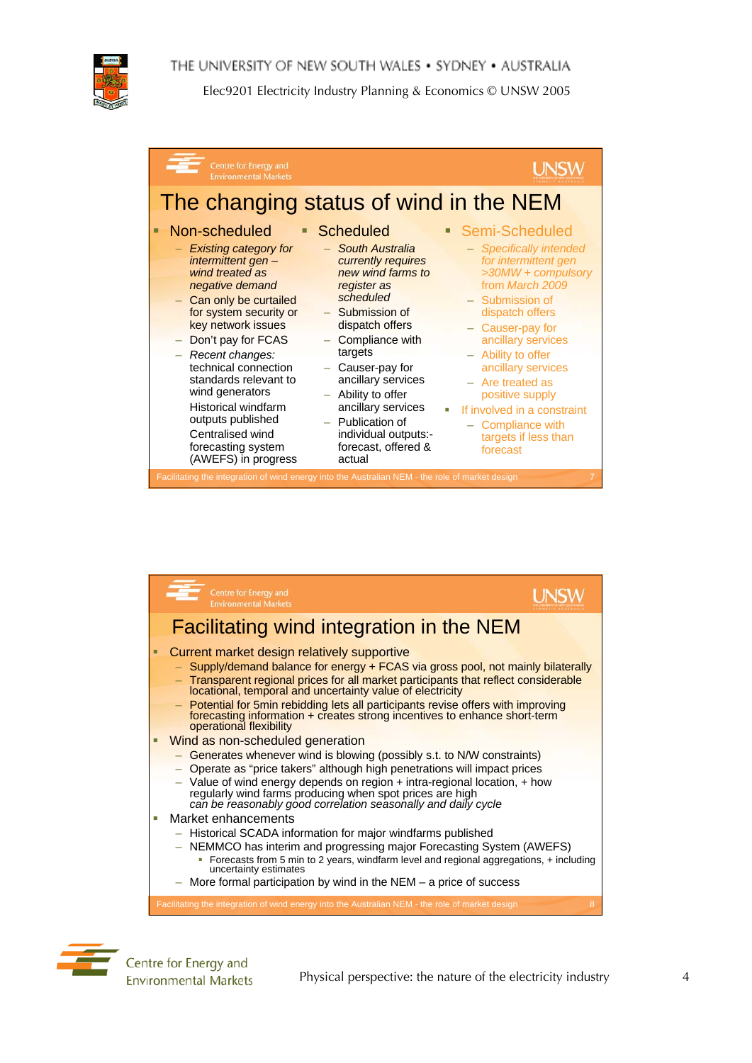## The changing status of wind in the NEM

- Non-scheduled
  - *Existing category for intermittent gen – wind treated as negative demand*
  - Can only be curtailed for system security or key network issues
  - Don't pay for FCAS
  - *Recent changes:* technical connection standards relevant to wind generators

    Historical windfarm outputs published

    Centralised wind forecasting system (AWEFS) in progress
- Scheduled
  - *South Australia currently requires new wind farms to register as scheduled*
  - Submission of dispatch offers
  - Compliance with targets
  - Causer-pay for ancillary services
  - Ability to offer ancillary services
  - Publication of individual outputs:- forecast, offered & actual
- Semi-Scheduled
  - *Specifically intended for intermittent gen >30MW + compulsory* from March 2009
  - Submission of dispatch offers
  - Causer-pay for ancillary services
  - Ability to offer ancillary services
  - Are treated as positive supply
- If involved in a constraint
  - Compliance with targets if less than forecast

Facilitating the integration of wind energy into the Australian NEM - the role of market design 7

## Facilitating wind integration in the NEM

- Current market design relatively supportive
  - Supply/demand balance for energy + FCAS via gross pool, not mainly bilaterally
  - Transparent regional prices for all market participants that reflect considerable locational, temporal and uncertainty value of electricity
  - Potential for 5min rebidding lets all participants revise offers with improving forecasting information + creates strong incentives to enhance short-term operational flexibility
- Wind as non-scheduled generation
  - Generates whenever wind is blowing (possibly s.t. to N/W constraints)
  - Operate as "price takers" although high penetrations will impact prices
  - Value of wind energy depends on region + intra-regional location, + how regularly wind farms producing when spot prices are high *can be reasonably good correlation seasonally and daily cycle*
- Market enhancements
  - Historical SCADA information for major windfarms published
  - NEMMCO has interim and progressing major Forecasting System (AWEFS)
    - Forecasts from 5 min to 2 years, windfarm level and regional aggregations, + including uncertainty estimates
  - More formal participation by wind in the NEM – a price of success

Facilitating the integration of wind energy into the Australian NEM - the role of market design 8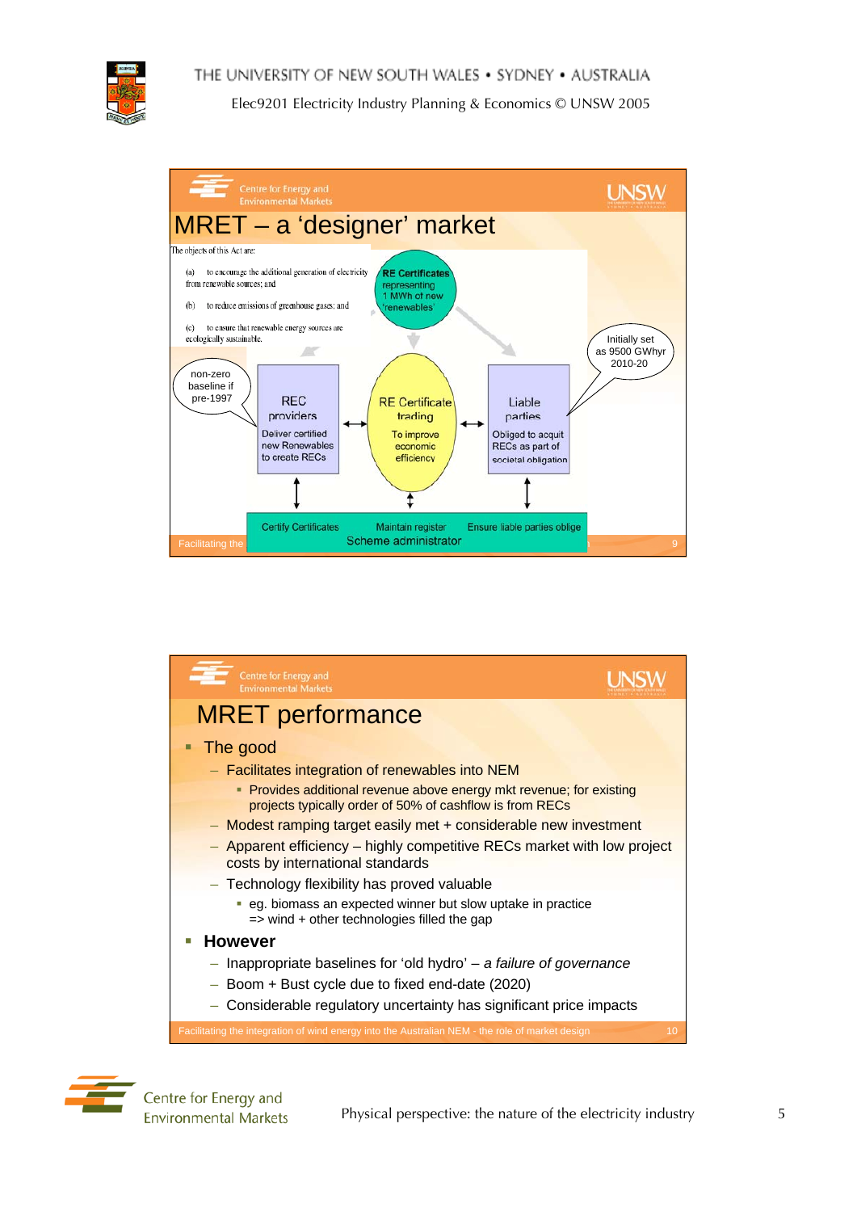## MRET – a 'designer' market

The objects of this Act are:

(a) to encourage the additional generation of electricity from renewable sources; and

(b) to reduce emissions of greenhouse gases; and

(c) to ensure that renewable energy sources are ecologically sustainable.

**RE Certificates** representing 1 MWh of new 'renewables'

non-zero baseline if pre-1997

Initially set as 9500 GWhyr 2010-20

**REC providers**
Deliver certified new Renewables to create RECs

**RE Certificate trading**
To improve economic efficiency

**Liable parties**
Obliged to acquit RECs as part of societal obligation

**Scheme administrator**
Certify Certificates | Maintain register | Ensure liable parties oblige

## MRET performance

- The good
  - Facilitates integration of renewables into NEM
    - Provides additional revenue above energy mkt revenue; for existing projects typically order of 50% of cashflow is from RECs
  - Modest ramping target easily met + considerable new investment
  - Apparent efficiency – highly competitive RECs market with low project costs by international standards
  - Technology flexibility has proved valuable
    - eg. biomass an expected winner but slow uptake in practice => wind + other technologies filled the gap
- **However**
  - Inappropriate baselines for 'old hydro' – *a failure of governance*
  - Boom + Bust cycle due to fixed end-date (2020)
  - Considerable regulatory uncertainty has significant price impacts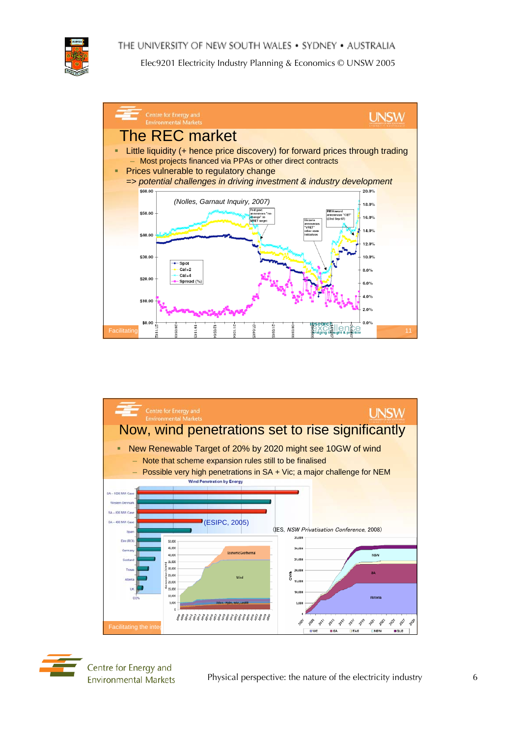## The REC market

- Little liquidity (+ hence price discovery) for forward prices through trading
  - Most projects financed via PPAs or other direct contracts
- Prices vulnerable to regulatory change

=> *potential challenges in driving investment & industry development*

(Nolles, Garnaut Inquiry, 2007)

## Now, wind penetrations set to rise significantly

- New Renewable Target of 20% by 2020 might see 10GW of wind
  - Note that scheme expansion rules still to be finalised
  - Possible very high penetrations in SA + Vic; a major challenge for NEM

(ESIPC, 2005)

(IES, *NSW Privatisation Conference*, 2008)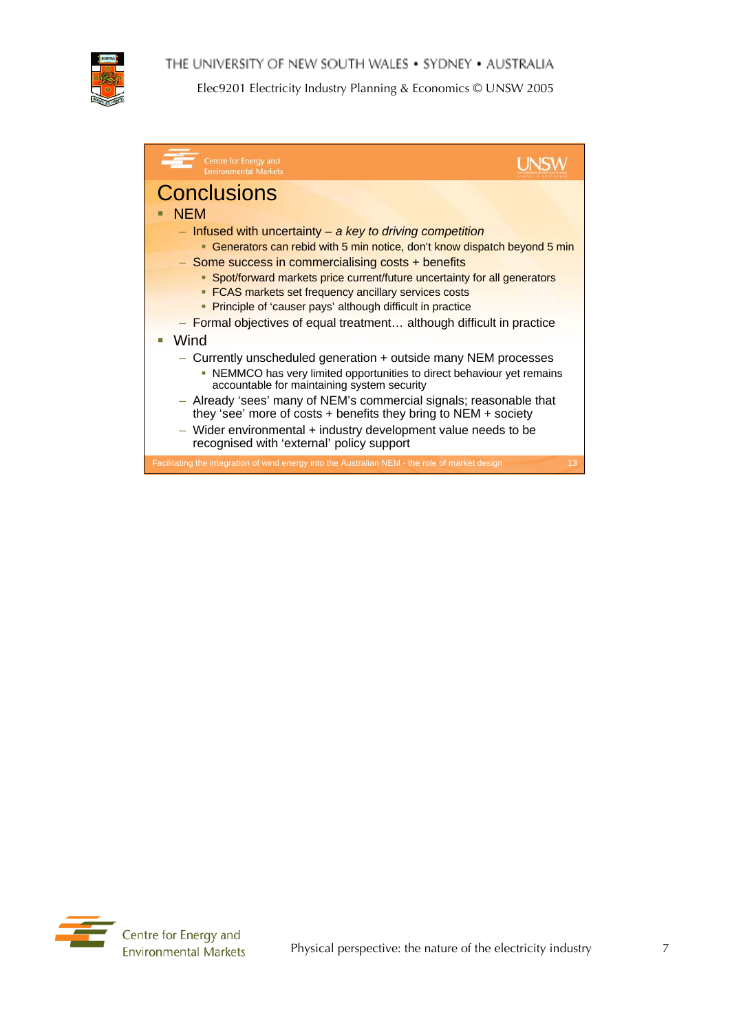## Conclusions

- NEM
  - Infused with uncertainty – *a key to driving competition*
    - Generators can rebid with 5 min notice, don't know dispatch beyond 5 min
  - Some success in commercialising costs + benefits
    - Spot/forward markets price current/future uncertainty for all generators
    - FCAS markets set frequency ancillary services costs
    - Principle of 'causer pays' although difficult in practice
  - Formal objectives of equal treatment… although difficult in practice
- Wind
  - Currently unscheduled generation + outside many NEM processes
    - NEMMCO has very limited opportunities to direct behaviour yet remains accountable for maintaining system security
  - Already 'sees' many of NEM's commercial signals; reasonable that they 'see' more of costs + benefits they bring to NEM + society
  - Wider environmental + industry development value needs to be recognised with 'external' policy support

Facilitating the integration of wind energy into the Australian NEM - the role of market design